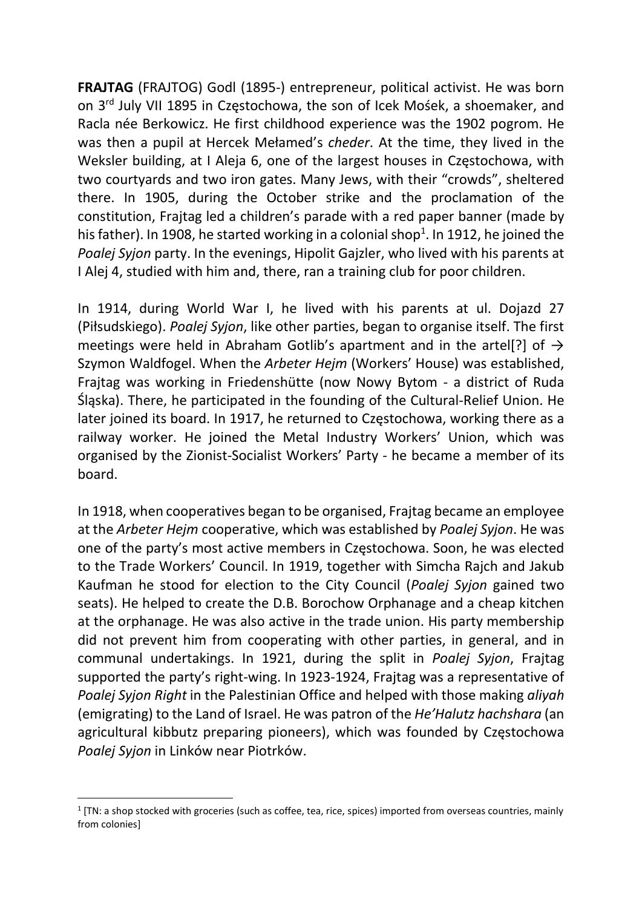**FRAJTAG** (FRAJTOG) Godl (1895-) entrepreneur, political activist. He was born on 3rd July VII 1895 in Częstochowa, the son of Icek Mośek, a shoemaker, and Racla née Berkowicz. He first childhood experience was the 1902 pogrom. He was then a pupil at Hercek Mełamed's *cheder*. At the time, they lived in the Weksler building, at I Aleja 6, one of the largest houses in Częstochowa, with two courtyards and two iron gates. Many Jews, with their "crowds", sheltered there. In 1905, during the October strike and the proclamation of the constitution, Frajtag led a children's parade with a red paper banner (made by his father). In 1908, he started working in a colonial shop[1]. In 1912, he joined the *Poalej Syjon* party. In the evenings, Hipolit Gajzler, who lived with his parents at I Alej 4, studied with him and, there, ran a training club for poor children.

In 1914, during World War I, he lived with his parents at ul. Dojazd 27 (Piłsudskiego). *Poalej Syjon*, like other parties, began to organise itself. The first meetings were held in Abraham Gotlib's apartment and in the artel[?] of → Szymon Waldfogel. When the *Arbeter Hejm* (Workers' House) was established, Frajtag was working in Friedenshütte (now Nowy Bytom - a district of Ruda Śląska). There, he participated in the founding of the Cultural-Relief Union. He later joined its board. In 1917, he returned to Częstochowa, working there as a railway worker. He joined the Metal Industry Workers' Union, which was organised by the Zionist-Socialist Workers' Party - he became a member of its board.

In 1918, when cooperatives began to be organised, Frajtag became an employee at the *Arbeter Hejm* cooperative, which was established by *Poalej Syjon*. He was one of the party's most active members in Częstochowa. Soon, he was elected to the Trade Workers' Council. In 1919, together with Simcha Rajch and Jakub Kaufman he stood for election to the City Council (*Poalej Syjon* gained two seats). He helped to create the D.B. Borochow Orphanage and a cheap kitchen at the orphanage. He was also active in the trade union. His party membership did not prevent him from cooperating with other parties, in general, and in communal undertakings. In 1921, during the split in *Poalej Syjon*, Frajtag supported the party's right-wing. In 1923-1924, Frajtag was a representative of *Poalej Syjon Right* in the Palestinian Office and helped with those making *aliyah* (emigrating) to the Land of Israel. He was patron of the *He'Halutz hachshara* (an agricultural kibbutz preparing pioneers), which was founded by Częstochowa *Poalej Syjon* in Linków near Piotrków.

[1] [TN: a shop stocked with groceries (such as coffee, tea, rice, spices) imported from overseas countries, mainly from colonies]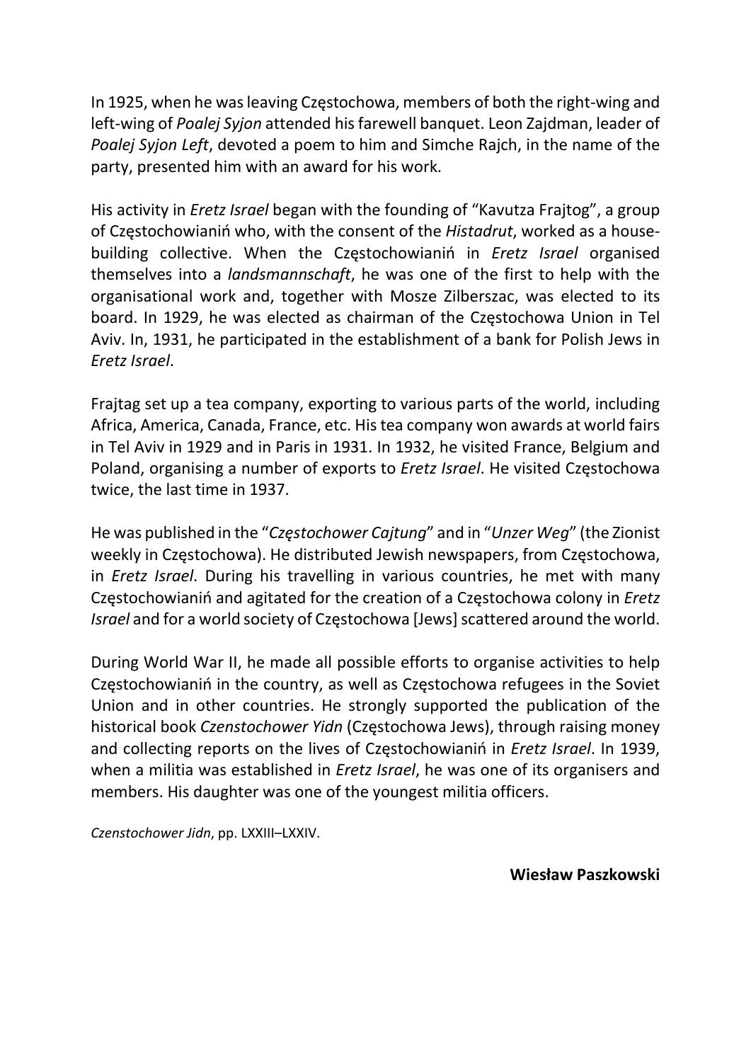In 1925, when he was leaving Częstochowa, members of both the right-wing and left-wing of *Poalej Syjon* attended his farewell banquet. Leon Zajdman, leader of *Poalej Syjon Left*, devoted a poem to him and Simche Rajch, in the name of the party, presented him with an award for his work.

His activity in *Eretz Israel* began with the founding of "Kavutza Frajtog", a group of Częstochowianiń who, with the consent of the *Histadrut*, worked as a house-building collective. When the Częstochowianiń in *Eretz Israel* organised themselves into a *landsmannschaft*, he was one of the first to help with the organisational work and, together with Mosze Zilberszac, was elected to its board. In 1929, he was elected as chairman of the Częstochowa Union in Tel Aviv. In, 1931, he participated in the establishment of a bank for Polish Jews in *Eretz Israel*.

Frajtag set up a tea company, exporting to various parts of the world, including Africa, America, Canada, France, etc. His tea company won awards at world fairs in Tel Aviv in 1929 and in Paris in 1931. In 1932, he visited France, Belgium and Poland, organising a number of exports to *Eretz Israel*. He visited Częstochowa twice, the last time in 1937.

He was published in the "*Częstochower Cajtung*" and in "*Unzer Weg*" (the Zionist weekly in Częstochowa). He distributed Jewish newspapers, from Częstochowa, in *Eretz Israel*. During his travelling in various countries, he met with many Częstochowianiń and agitated for the creation of a Częstochowa colony in *Eretz Israel* and for a world society of Częstochowa [Jews] scattered around the world.

During World War II, he made all possible efforts to organise activities to help Częstochowianiń in the country, as well as Częstochowa refugees in the Soviet Union and in other countries. He strongly supported the publication of the historical book *Czenstochower Yidn* (Częstochowa Jews), through raising money and collecting reports on the lives of Częstochowianiń in *Eretz Israel*. In 1939, when a militia was established in *Eretz Israel*, he was one of its organisers and members. His daughter was one of the youngest militia officers.

*Czenstochower Jidn*, pp. LXXIII–LXXIV.

**Wiesław Paszkowski**